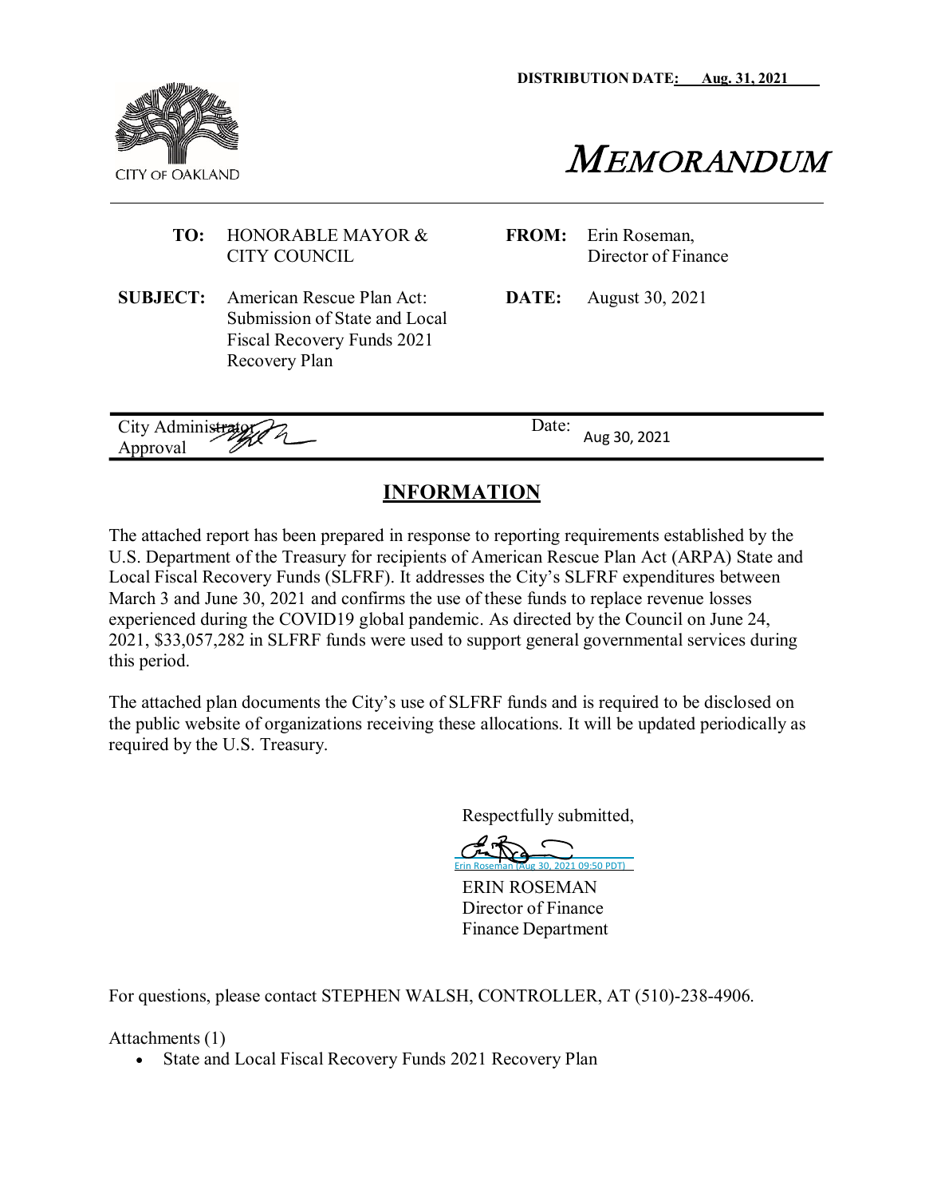**DISTRIBUTION DATE: Aug. 31, 2021**

CITY OF OAKLAND

# *MEMORANDUM*

| | | | |
|---|---|---|---|
| **TO:** | HONORABLE MAYOR & CITY COUNCIL | **FROM:** | Erin Roseman, Director of Finance |
| **SUBJECT:** | American Rescue Plan Act: Submission of State and Local Fiscal Recovery Funds 2021 Recovery Plan | **DATE:** | August 30, 2021 |

| | |
|---|---|
| City Administrator Approval | Date: Aug 30, 2021 |

## INFORMATION

The attached report has been prepared in response to reporting requirements established by the U.S. Department of the Treasury for recipients of American Rescue Plan Act (ARPA) State and Local Fiscal Recovery Funds (SLFRF). It addresses the City's SLFRF expenditures between March 3 and June 30, 2021 and confirms the use of these funds to replace revenue losses experienced during the COVID19 global pandemic. As directed by the Council on June 24, 2021, $33,057,282 in SLFRF funds were used to support general governmental services during this period.

The attached plan documents the City's use of SLFRF funds and is required to be disclosed on the public website of organizations receiving these allocations. It will be updated periodically as required by the U.S. Treasury.

Respectfully submitted,

Erin Roseman (Aug 30, 2021 09:50 PDT)

ERIN ROSEMAN
Director of Finance
Finance Department

For questions, please contact STEPHEN WALSH, CONTROLLER, AT (510)-238-4906.

Attachments (1)

- State and Local Fiscal Recovery Funds 2021 Recovery Plan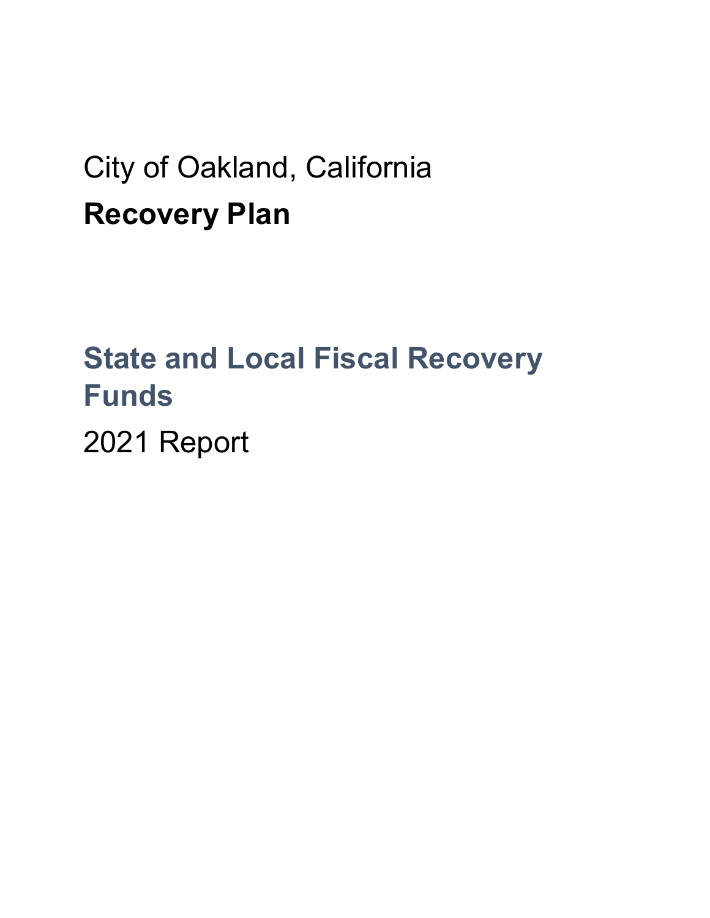City of Oakland, California

# Recovery Plan

## State and Local Fiscal Recovery Funds

2021 Report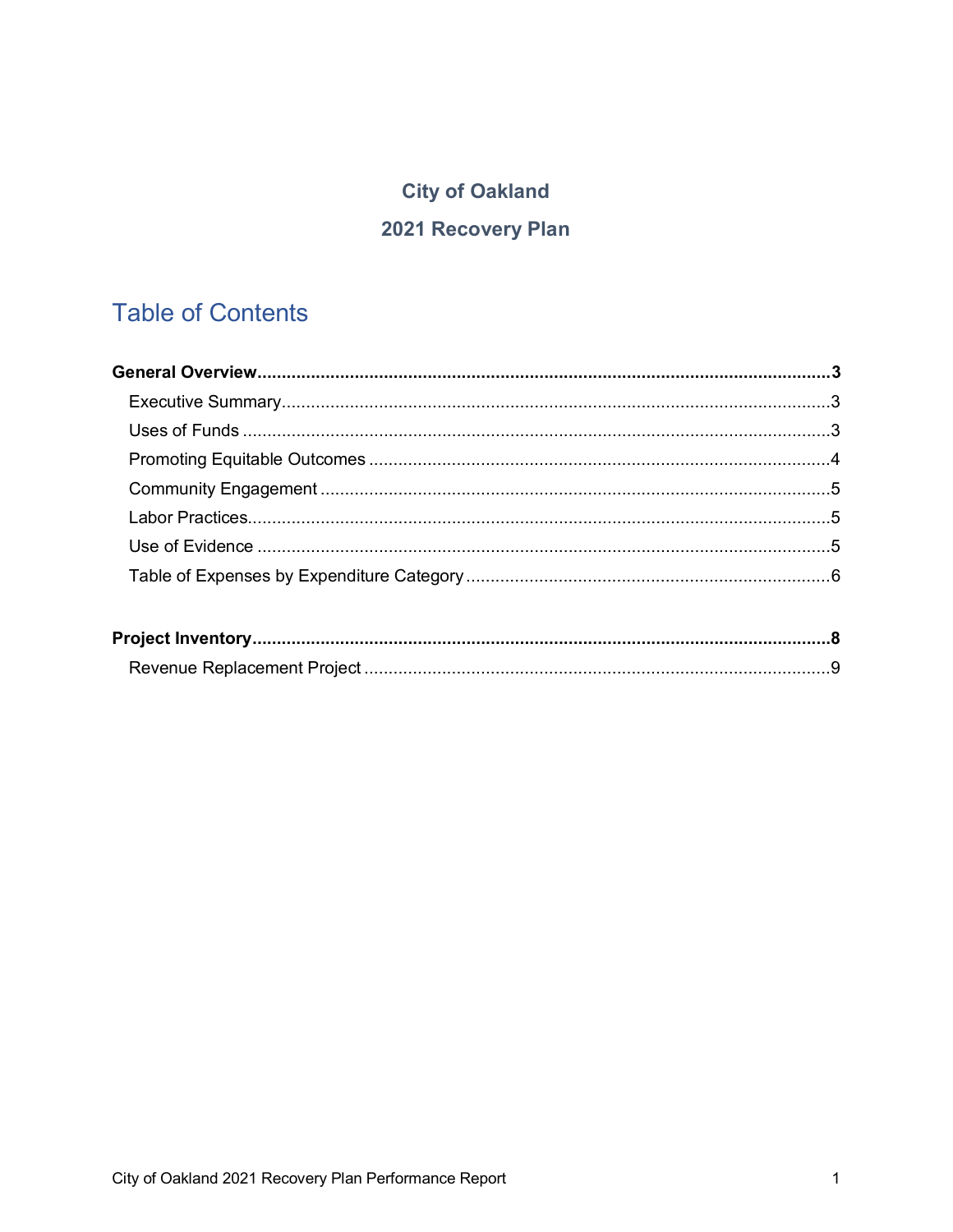# City of Oakland

# 2021 Recovery Plan

## Table of Contents

**General Overview** .......... **3**

- Executive Summary .......... 3
- Uses of Funds .......... 3
- Promoting Equitable Outcomes .......... 4
- Community Engagement .......... 5
- Labor Practices .......... 5
- Use of Evidence .......... 5
- Table of Expenses by Expenditure Category .......... 6

**Project Inventory** .......... **8**

- Revenue Replacement Project .......... 9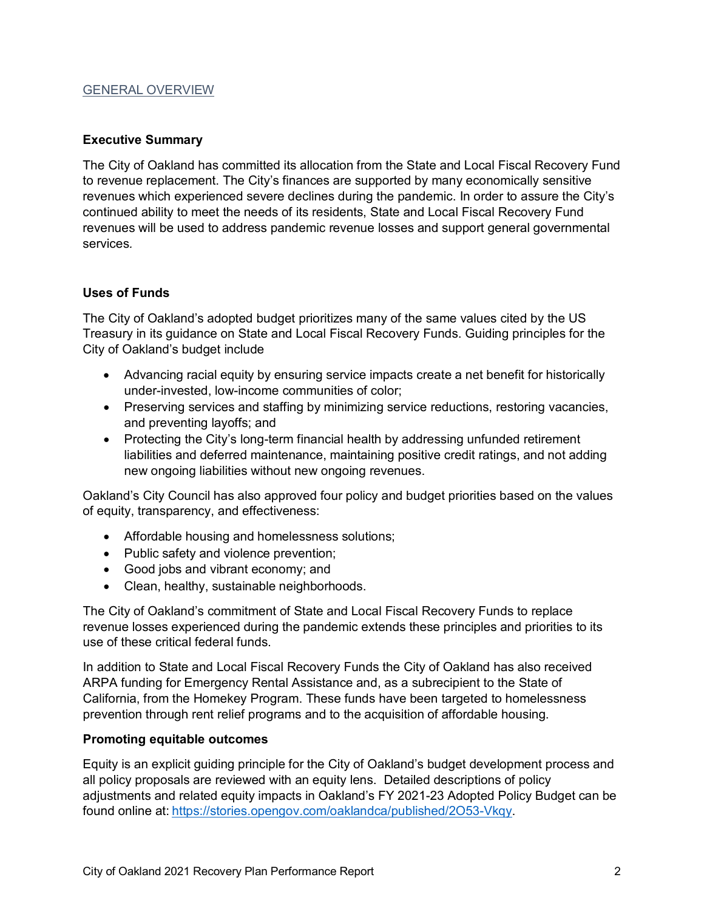## GENERAL OVERVIEW

### Executive Summary

The City of Oakland has committed its allocation from the State and Local Fiscal Recovery Fund to revenue replacement. The City's finances are supported by many economically sensitive revenues which experienced severe declines during the pandemic. In order to assure the City's continued ability to meet the needs of its residents, State and Local Fiscal Recovery Fund revenues will be used to address pandemic revenue losses and support general governmental services.

### Uses of Funds

The City of Oakland's adopted budget prioritizes many of the same values cited by the US Treasury in its guidance on State and Local Fiscal Recovery Funds. Guiding principles for the City of Oakland's budget include

- Advancing racial equity by ensuring service impacts create a net benefit for historically under-invested, low-income communities of color;
- Preserving services and staffing by minimizing service reductions, restoring vacancies, and preventing layoffs; and
- Protecting the City's long-term financial health by addressing unfunded retirement liabilities and deferred maintenance, maintaining positive credit ratings, and not adding new ongoing liabilities without new ongoing revenues.

Oakland's City Council has also approved four policy and budget priorities based on the values of equity, transparency, and effectiveness:

- Affordable housing and homelessness solutions;
- Public safety and violence prevention;
- Good jobs and vibrant economy; and
- Clean, healthy, sustainable neighborhoods.

The City of Oakland's commitment of State and Local Fiscal Recovery Funds to replace revenue losses experienced during the pandemic extends these principles and priorities to its use of these critical federal funds.

In addition to State and Local Fiscal Recovery Funds the City of Oakland has also received ARPA funding for Emergency Rental Assistance and, as a subrecipient to the State of California, from the Homekey Program. These funds have been targeted to homelessness prevention through rent relief programs and to the acquisition of affordable housing.

### Promoting equitable outcomes

Equity is an explicit guiding principle for the City of Oakland's budget development process and all policy proposals are reviewed with an equity lens. Detailed descriptions of policy adjustments and related equity impacts in Oakland's FY 2021-23 Adopted Policy Budget can be found online at: https://stories.opengov.com/oaklandca/published/2O53-Vkqy.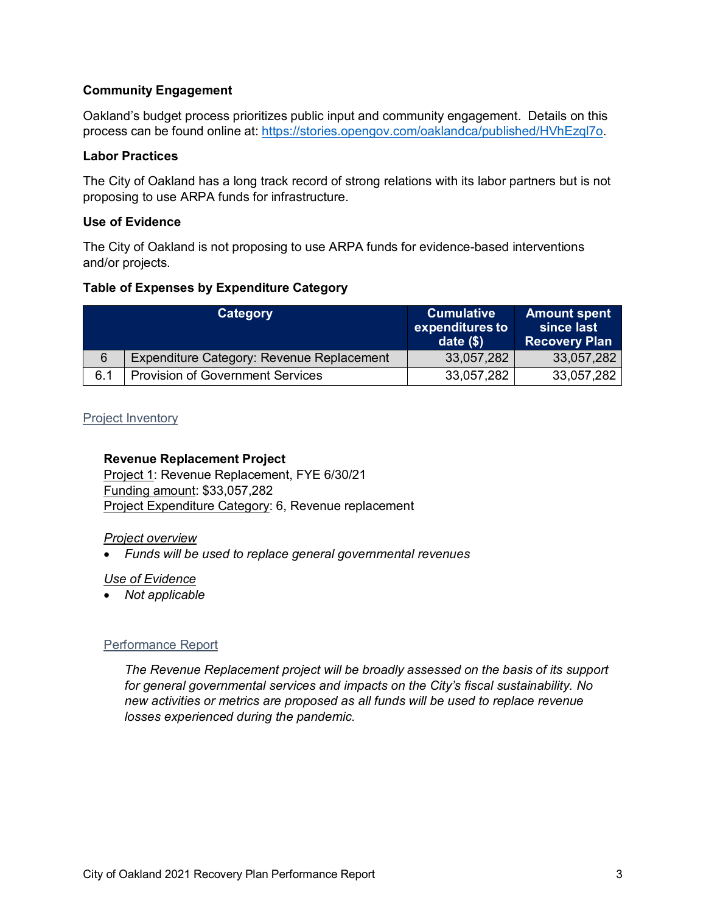### Community Engagement

Oakland's budget process prioritizes public input and community engagement. Details on this process can be found online at: https://stories.opengov.com/oaklandca/published/HVhEzql7o.

### Labor Practices

The City of Oakland has a long track record of strong relations with its labor partners but is not proposing to use ARPA funds for infrastructure.

### Use of Evidence

The City of Oakland is not proposing to use ARPA funds for evidence-based interventions and/or projects.

### Table of Expenses by Expenditure Category

| Category | | Cumulative expenditures to date ($) | Amount spent since last Recovery Plan |
|---|---|---|---|
| 6 | Expenditure Category: Revenue Replacement | 33,057,282 | 33,057,282 |
| 6.1 | Provision of Government Services | 33,057,282 | 33,057,282 |

## Project Inventory

**Revenue Replacement Project**
Project 1: Revenue Replacement, FYE 6/30/21
Funding amount: $33,057,282
Project Expenditure Category: 6, Revenue replacement

*Project overview*

- *Funds will be used to replace general governmental revenues*

*Use of Evidence*

- *Not applicable*

## Performance Report

*The Revenue Replacement project will be broadly assessed on the basis of its support for general governmental services and impacts on the City's fiscal sustainability. No new activities or metrics are proposed as all funds will be used to replace revenue losses experienced during the pandemic.*